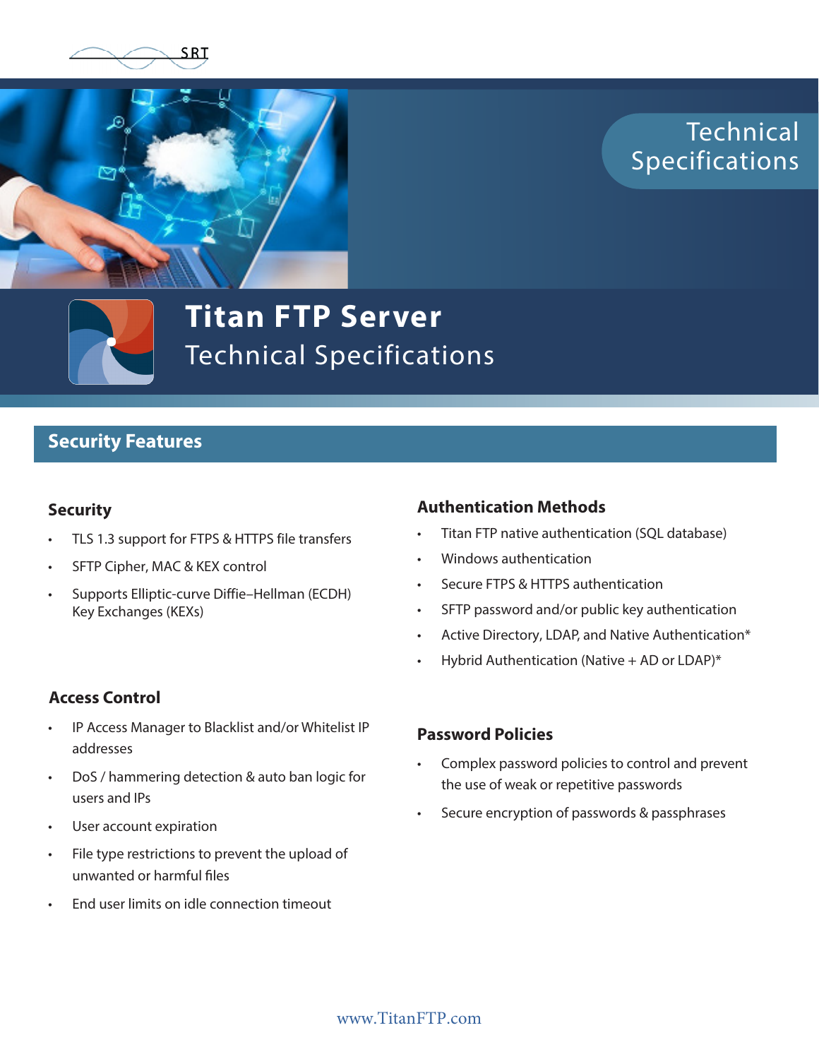SRT

Technical Specifications

# Titan FTP Server

Technical Specifications

## Security Features

### Security

- TLS 1.3 support for FTPS & HTTPS file transfers
- SFTP Cipher, MAC & KEX control
- Supports Elliptic-curve Diffie–Hellman (ECDH) Key Exchanges (KEXs)

### Access Control

- IP Access Manager to Blacklist and/or Whitelist IP addresses
- DoS / hammering detection & auto ban logic for users and IPs
- User account expiration
- File type restrictions to prevent the upload of unwanted or harmful files
- End user limits on idle connection timeout

### Authentication Methods

- Titan FTP native authentication (SQL database)
- Windows authentication
- Secure FTPS & HTTPS authentication
- SFTP password and/or public key authentication
- Active Directory, LDAP, and Native Authentication*
- Hybrid Authentication (Native + AD or LDAP)*

### Password Policies

- Complex password policies to control and prevent the use of weak or repetitive passwords
- Secure encryption of passwords & passphrases

www.TitanFTP.com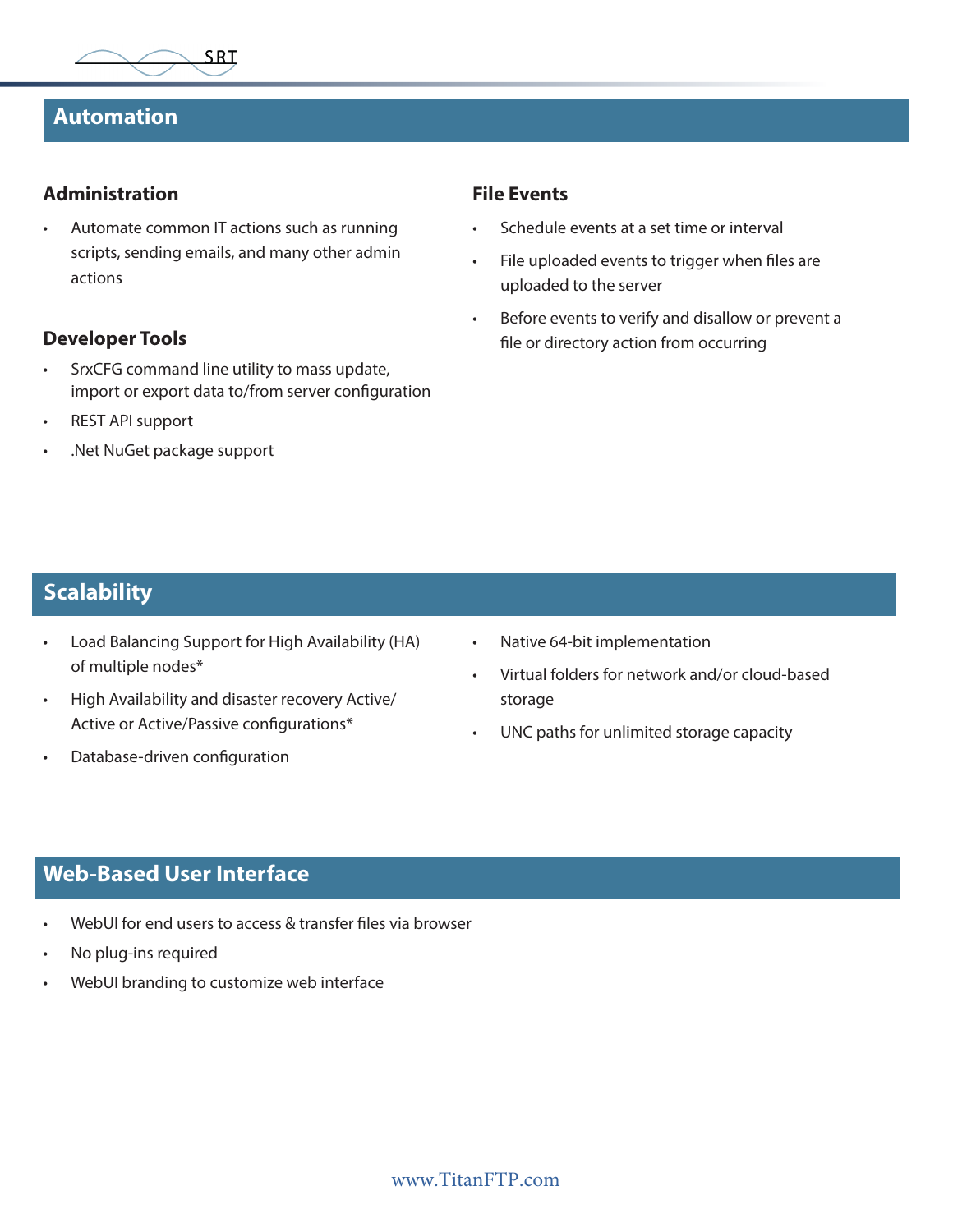## Automation

### Administration

- Automate common IT actions such as running scripts, sending emails, and many other admin actions

### Developer Tools

- SrxCFG command line utility to mass update, import or export data to/from server configuration
- REST API support
- .Net NuGet package support

### File Events

- Schedule events at a set time or interval
- File uploaded events to trigger when files are uploaded to the server
- Before events to verify and disallow or prevent a file or directory action from occurring

## Scalability

- Load Balancing Support for High Availability (HA) of multiple nodes*
- High Availability and disaster recovery Active/Active or Active/Passive configurations*
- Database-driven configuration
- Native 64-bit implementation
- Virtual folders for network and/or cloud-based storage
- UNC paths for unlimited storage capacity

## Web-Based User Interface

- WebUI for end users to access & transfer files via browser
- No plug-ins required
- WebUI branding to customize web interface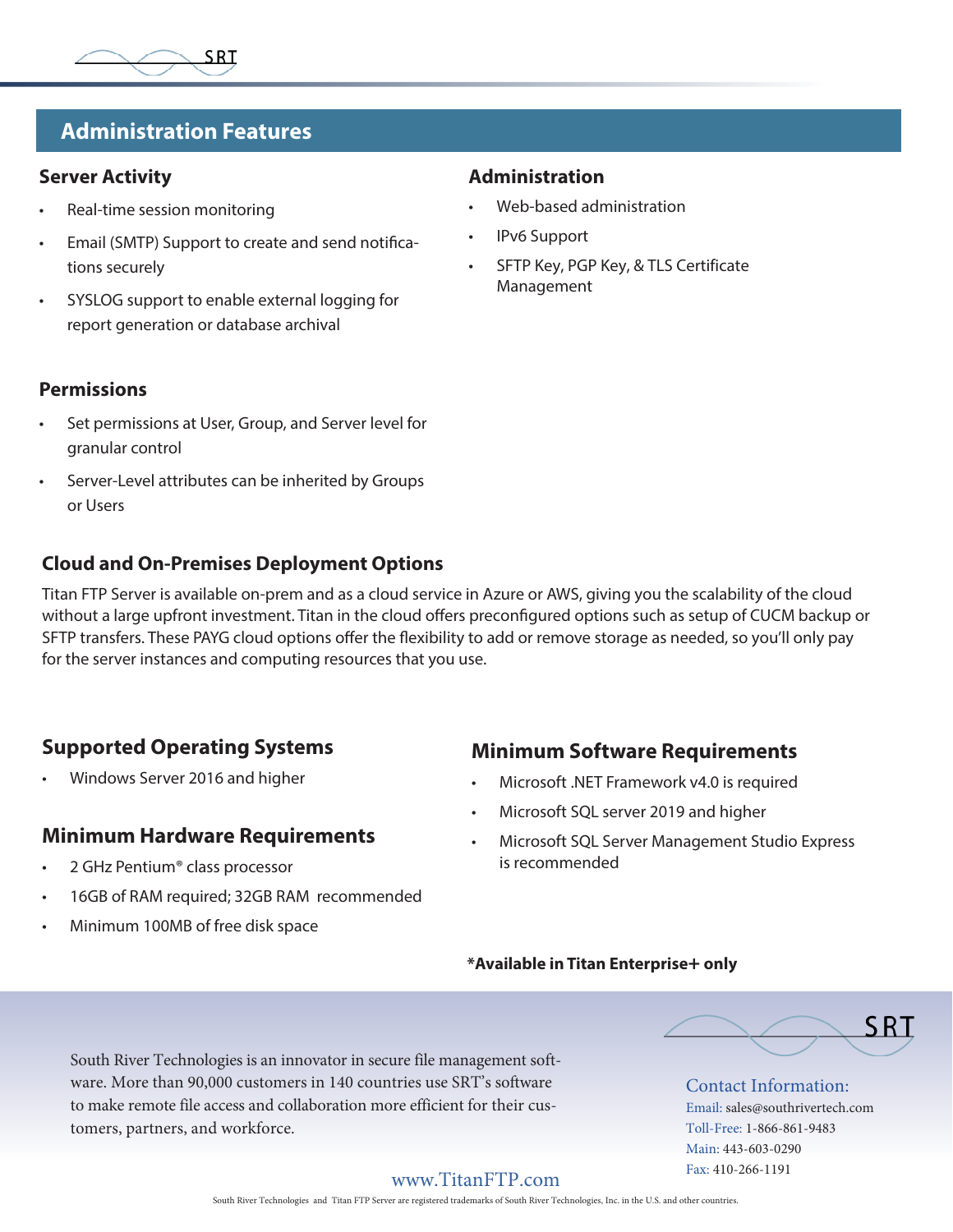## Administration Features

### Server Activity

- Real-time session monitoring
- Email (SMTP) Support to create and send notifications securely
- SYSLOG support to enable external logging for report generation or database archival

### Permissions

- Set permissions at User, Group, and Server level for granular control
- Server-Level attributes can be inherited by Groups or Users

### Administration

- Web-based administration
- IPv6 Support
- SFTP Key, PGP Key, & TLS Certificate Management

### Cloud and On-Premises Deployment Options

Titan FTP Server is available on-prem and as a cloud service in Azure or AWS, giving you the scalability of the cloud without a large upfront investment. Titan in the cloud offers preconfigured options such as setup of CUCM backup or SFTP transfers. These PAYG cloud options offer the flexibility to add or remove storage as needed, so you'll only pay for the server instances and computing resources that you use.

### Supported Operating Systems

- Windows Server 2016 and higher

### Minimum Hardware Requirements

- 2 GHz Pentium® class processor
- 16GB of RAM required; 32GB RAM recommended
- Minimum 100MB of free disk space

### Minimum Software Requirements

- Microsoft .NET Framework v4.0 is required
- Microsoft SQL server 2019 and higher
- Microsoft SQL Server Management Studio Express is recommended

**\*Available in Titan Enterprise+ only**

South River Technologies is an innovator in secure file management software. More than 90,000 customers in 140 countries use SRT's software to make remote file access and collaboration more efficient for their customers, partners, and workforce.

SRT

Contact Information:
Email: sales@southrivertech.com
Toll-Free: 1-866-861-9483
Main: 443-603-0290
Fax: 410-266-1191

www.TitanFTP.com

South River Technologies and Titan FTP Server are registered trademarks of South River Technologies, Inc. in the U.S. and other countries.